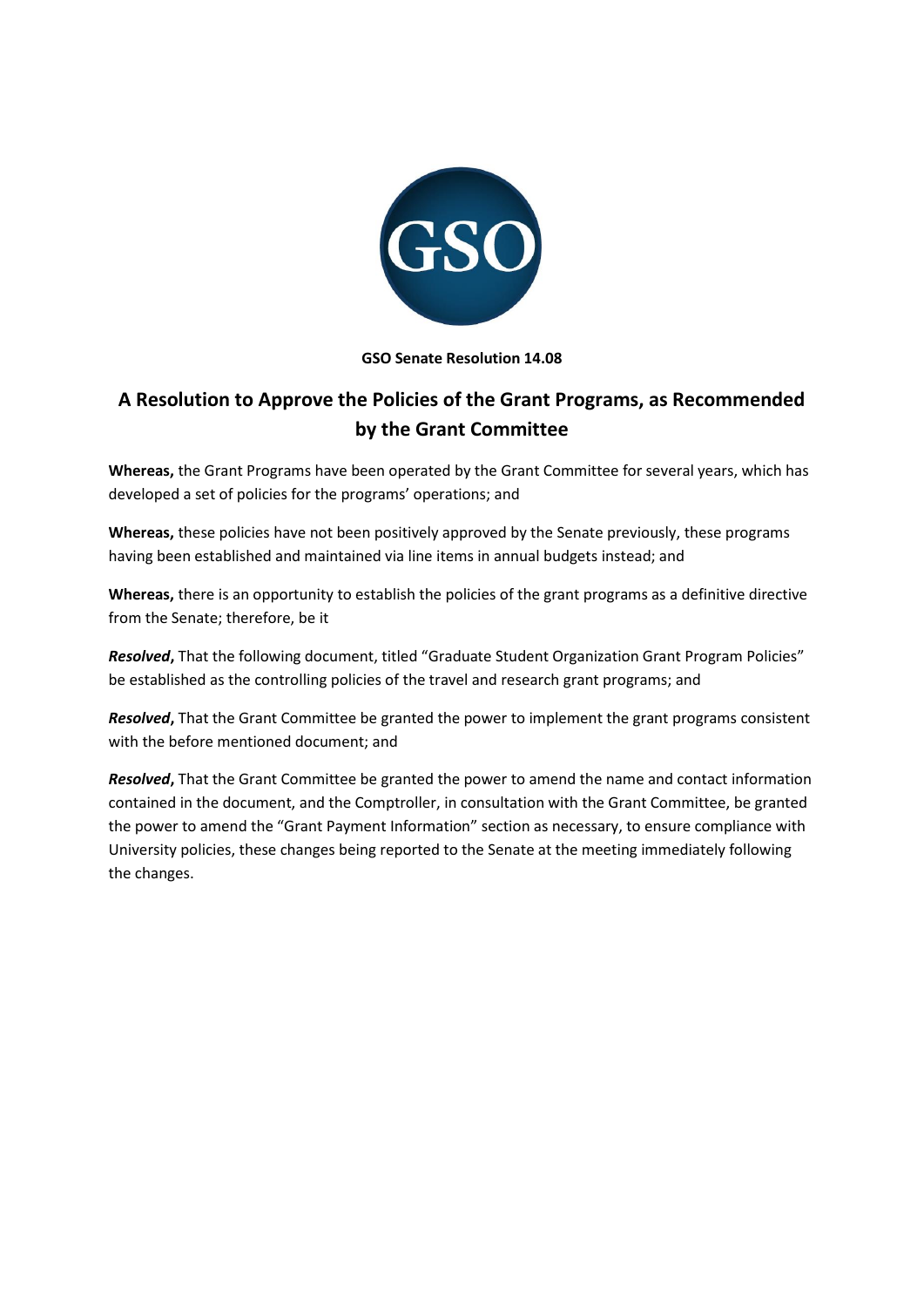**GSO Senate Resolution 14.08**

# A Resolution to Approve the Policies of the Grant Programs, as Recommended by the Grant Committee

**Whereas,** the Grant Programs have been operated by the Grant Committee for several years, which has developed a set of policies for the programs' operations; and

**Whereas,** these policies have not been positively approved by the Senate previously, these programs having been established and maintained via line items in annual budgets instead; and

**Whereas,** there is an opportunity to establish the policies of the grant programs as a definitive directive from the Senate; therefore, be it

***Resolved*,** That the following document, titled "Graduate Student Organization Grant Program Policies" be established as the controlling policies of the travel and research grant programs; and

***Resolved*,** That the Grant Committee be granted the power to implement the grant programs consistent with the before mentioned document; and

***Resolved*,** That the Grant Committee be granted the power to amend the name and contact information contained in the document, and the Comptroller, in consultation with the Grant Committee, be granted the power to amend the "Grant Payment Information" section as necessary, to ensure compliance with University policies, these changes being reported to the Senate at the meeting immediately following the changes.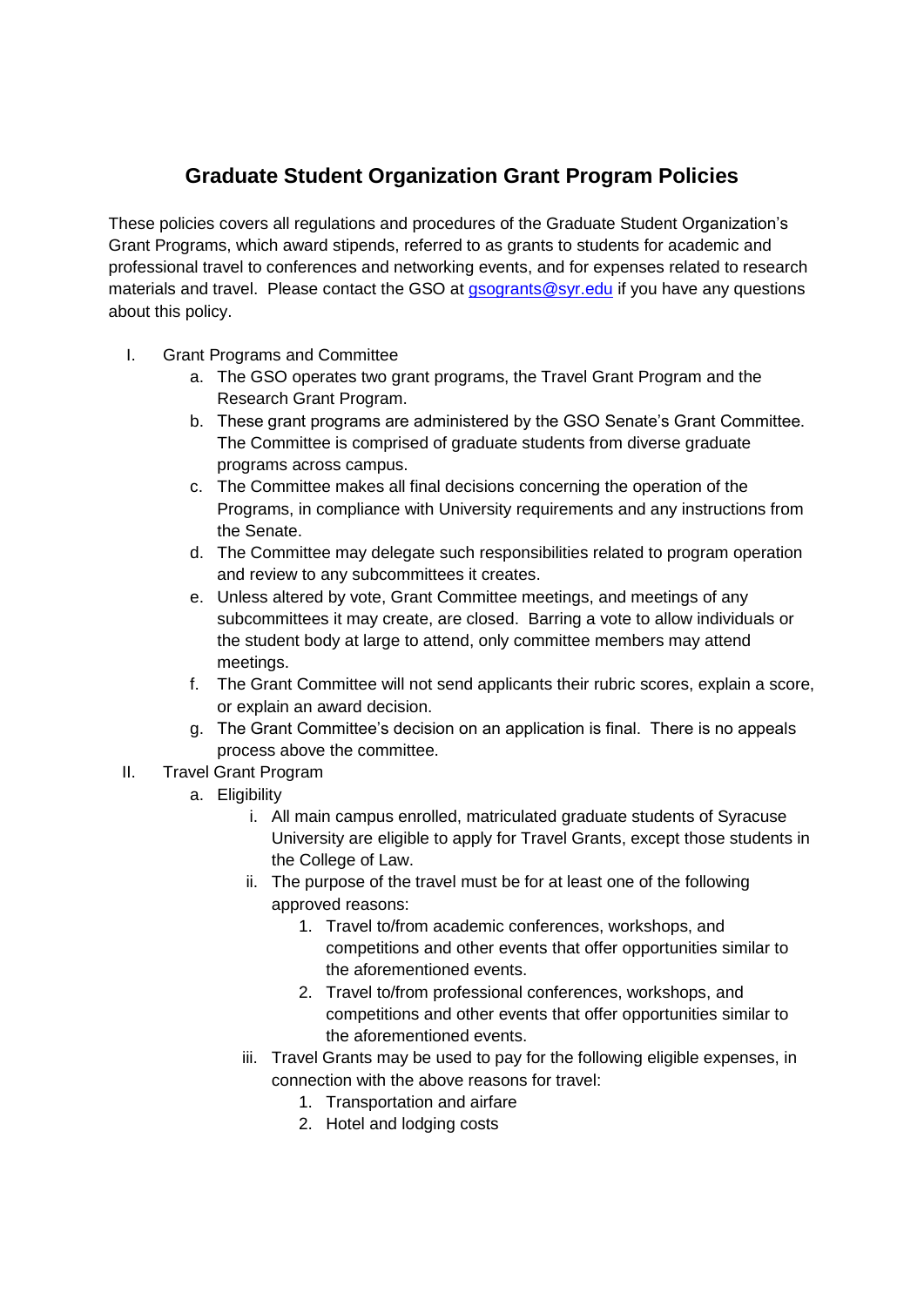# Graduate Student Organization Grant Program Policies

These policies covers all regulations and procedures of the Graduate Student Organization's Grant Programs, which award stipends, referred to as grants to students for academic and professional travel to conferences and networking events, and for expenses related to research materials and travel. Please contact the GSO at gsogrants@syr.edu if you have any questions about this policy.

I. Grant Programs and Committee
   a. The GSO operates two grant programs, the Travel Grant Program and the Research Grant Program.
   b. These grant programs are administered by the GSO Senate's Grant Committee. The Committee is comprised of graduate students from diverse graduate programs across campus.
   c. The Committee makes all final decisions concerning the operation of the Programs, in compliance with University requirements and any instructions from the Senate.
   d. The Committee may delegate such responsibilities related to program operation and review to any subcommittees it creates.
   e. Unless altered by vote, Grant Committee meetings, and meetings of any subcommittees it may create, are closed. Barring a vote to allow individuals or the student body at large to attend, only committee members may attend meetings.
   f. The Grant Committee will not send applicants their rubric scores, explain a score, or explain an award decision.
   g. The Grant Committee's decision on an application is final. There is no appeals process above the committee.

II. Travel Grant Program
   a. Eligibility
      i. All main campus enrolled, matriculated graduate students of Syracuse University are eligible to apply for Travel Grants, except those students in the College of Law.
      ii. The purpose of the travel must be for at least one of the following approved reasons:
         1. Travel to/from academic conferences, workshops, and competitions and other events that offer opportunities similar to the aforementioned events.
         2. Travel to/from professional conferences, workshops, and competitions and other events that offer opportunities similar to the aforementioned events.
      iii. Travel Grants may be used to pay for the following eligible expenses, in connection with the above reasons for travel:
         1. Transportation and airfare
         2. Hotel and lodging costs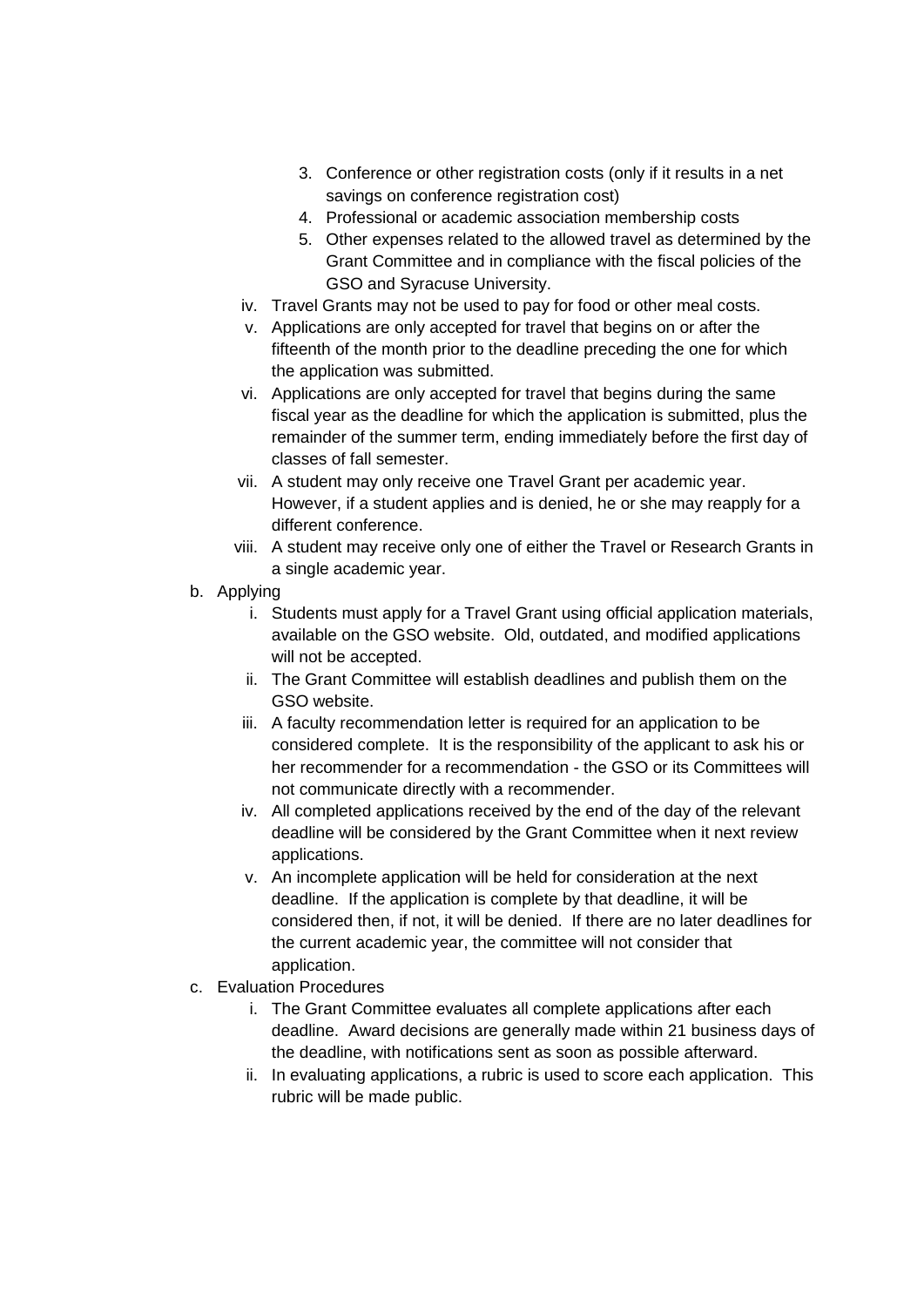3. Conference or other registration costs (only if it results in a net savings on conference registration cost)
4. Professional or academic association membership costs
5. Other expenses related to the allowed travel as determined by the Grant Committee and in compliance with the fiscal policies of the GSO and Syracuse University.

iv. Travel Grants may not be used to pay for food or other meal costs.

v. Applications are only accepted for travel that begins on or after the fifteenth of the month prior to the deadline preceding the one for which the application was submitted.

vi. Applications are only accepted for travel that begins during the same fiscal year as the deadline for which the application is submitted, plus the remainder of the summer term, ending immediately before the first day of classes of fall semester.

vii. A student may only receive one Travel Grant per academic year. However, if a student applies and is denied, he or she may reapply for a different conference.

viii. A student may receive only one of either the Travel or Research Grants in a single academic year.

b. Applying

i. Students must apply for a Travel Grant using official application materials, available on the GSO website. Old, outdated, and modified applications will not be accepted.

ii. The Grant Committee will establish deadlines and publish them on the GSO website.

iii. A faculty recommendation letter is required for an application to be considered complete. It is the responsibility of the applicant to ask his or her recommender for a recommendation - the GSO or its Committees will not communicate directly with a recommender.

iv. All completed applications received by the end of the day of the relevant deadline will be considered by the Grant Committee when it next review applications.

v. An incomplete application will be held for consideration at the next deadline. If the application is complete by that deadline, it will be considered then, if not, it will be denied. If there are no later deadlines for the current academic year, the committee will not consider that application.

c. Evaluation Procedures

i. The Grant Committee evaluates all complete applications after each deadline. Award decisions are generally made within 21 business days of the deadline, with notifications sent as soon as possible afterward.

ii. In evaluating applications, a rubric is used to score each application. This rubric will be made public.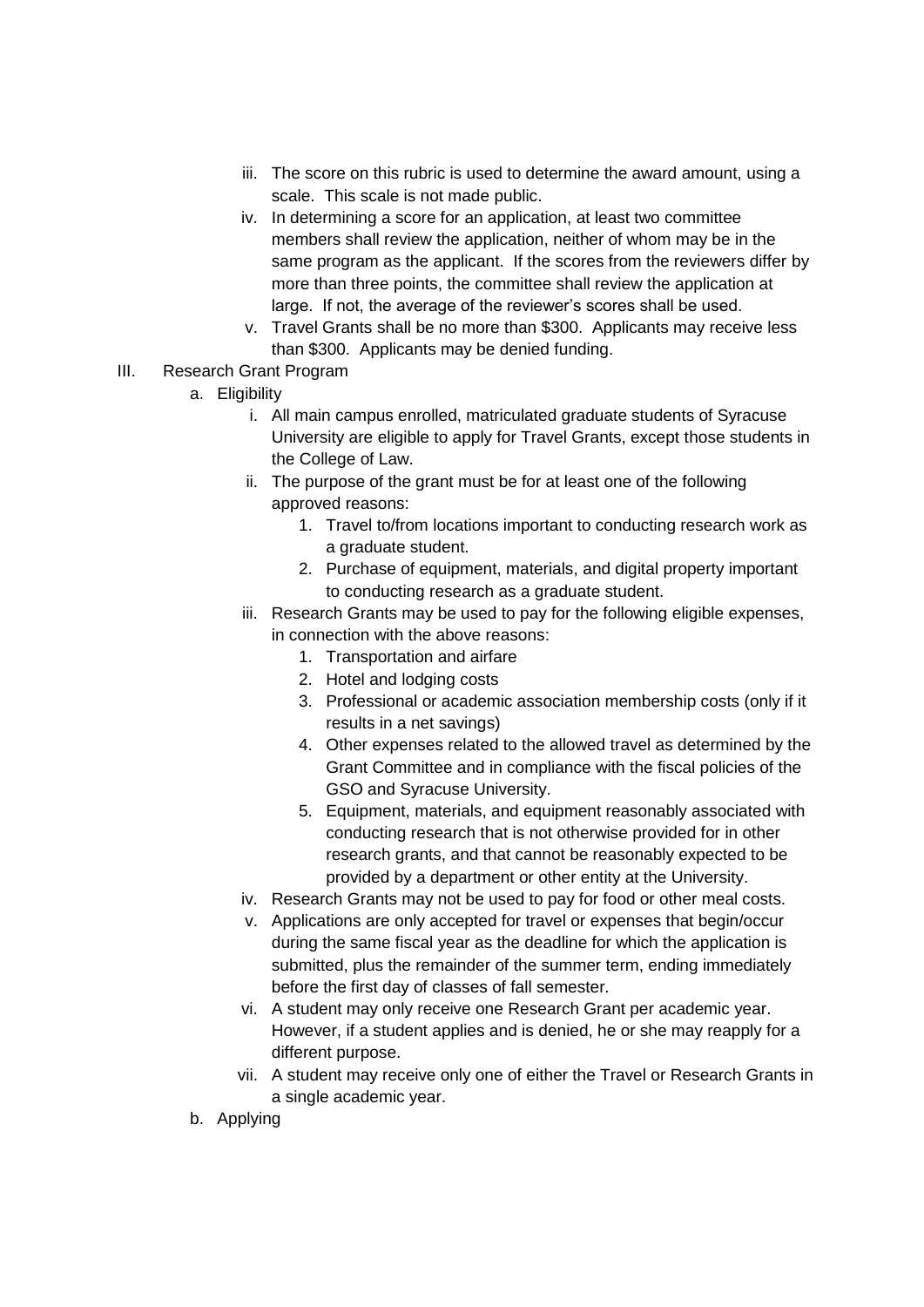iii. The score on this rubric is used to determine the award amount, using a scale. This scale is not made public.

iv. In determining a score for an application, at least two committee members shall review the application, neither of whom may be in the same program as the applicant. If the scores from the reviewers differ by more than three points, the committee shall review the application at large. If not, the average of the reviewer's scores shall be used.

v. Travel Grants shall be no more than $300. Applicants may receive less than $300. Applicants may be denied funding.

III. Research Grant Program

a. Eligibility

i. All main campus enrolled, matriculated graduate students of Syracuse University are eligible to apply for Travel Grants, except those students in the College of Law.

ii. The purpose of the grant must be for at least one of the following approved reasons:

1. Travel to/from locations important to conducting research work as a graduate student.
2. Purchase of equipment, materials, and digital property important to conducting research as a graduate student.

iii. Research Grants may be used to pay for the following eligible expenses, in connection with the above reasons:

1. Transportation and airfare
2. Hotel and lodging costs
3. Professional or academic association membership costs (only if it results in a net savings)
4. Other expenses related to the allowed travel as determined by the Grant Committee and in compliance with the fiscal policies of the GSO and Syracuse University.
5. Equipment, materials, and equipment reasonably associated with conducting research that is not otherwise provided for in other research grants, and that cannot be reasonably expected to be provided by a department or other entity at the University.

iv. Research Grants may not be used to pay for food or other meal costs.

v. Applications are only accepted for travel or expenses that begin/occur during the same fiscal year as the deadline for which the application is submitted, plus the remainder of the summer term, ending immediately before the first day of classes of fall semester.

vi. A student may only receive one Research Grant per academic year. However, if a student applies and is denied, he or she may reapply for a different purpose.

vii. A student may receive only one of either the Travel or Research Grants in a single academic year.

b. Applying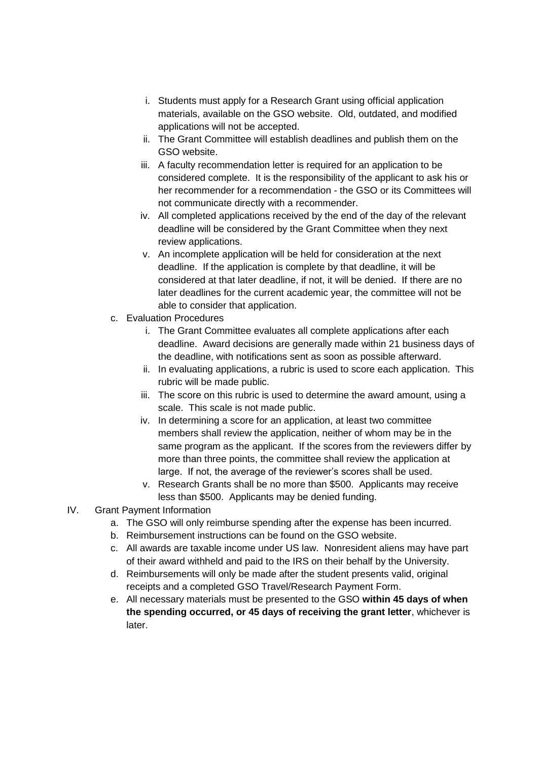i. Students must apply for a Research Grant using official application materials, available on the GSO website. Old, outdated, and modified applications will not be accepted.
   ii. The Grant Committee will establish deadlines and publish them on the GSO website.
   iii. A faculty recommendation letter is required for an application to be considered complete. It is the responsibility of the applicant to ask his or her recommender for a recommendation - the GSO or its Committees will not communicate directly with a recommender.
   iv. All completed applications received by the end of the day of the relevant deadline will be considered by the Grant Committee when they next review applications.
   v. An incomplete application will be held for consideration at the next deadline. If the application is complete by that deadline, it will be considered at that later deadline, if not, it will be denied. If there are no later deadlines for the current academic year, the committee will not be able to consider that application.

c. Evaluation Procedures
   i. The Grant Committee evaluates all complete applications after each deadline. Award decisions are generally made within 21 business days of the deadline, with notifications sent as soon as possible afterward.
   ii. In evaluating applications, a rubric is used to score each application. This rubric will be made public.
   iii. The score on this rubric is used to determine the award amount, using a scale. This scale is not made public.
   iv. In determining a score for an application, at least two committee members shall review the application, neither of whom may be in the same program as the applicant. If the scores from the reviewers differ by more than three points, the committee shall review the application at large. If not, the average of the reviewer's scores shall be used.
   v. Research Grants shall be no more than $500. Applicants may receive less than $500. Applicants may be denied funding.

IV. Grant Payment Information
   a. The GSO will only reimburse spending after the expense has been incurred.
   b. Reimbursement instructions can be found on the GSO website.
   c. All awards are taxable income under US law. Nonresident aliens may have part of their award withheld and paid to the IRS on their behalf by the University.
   d. Reimbursements will only be made after the student presents valid, original receipts and a completed GSO Travel/Research Payment Form.
   e. All necessary materials must be presented to the GSO **within 45 days of when the spending occurred, or 45 days of receiving the grant letter**, whichever is later.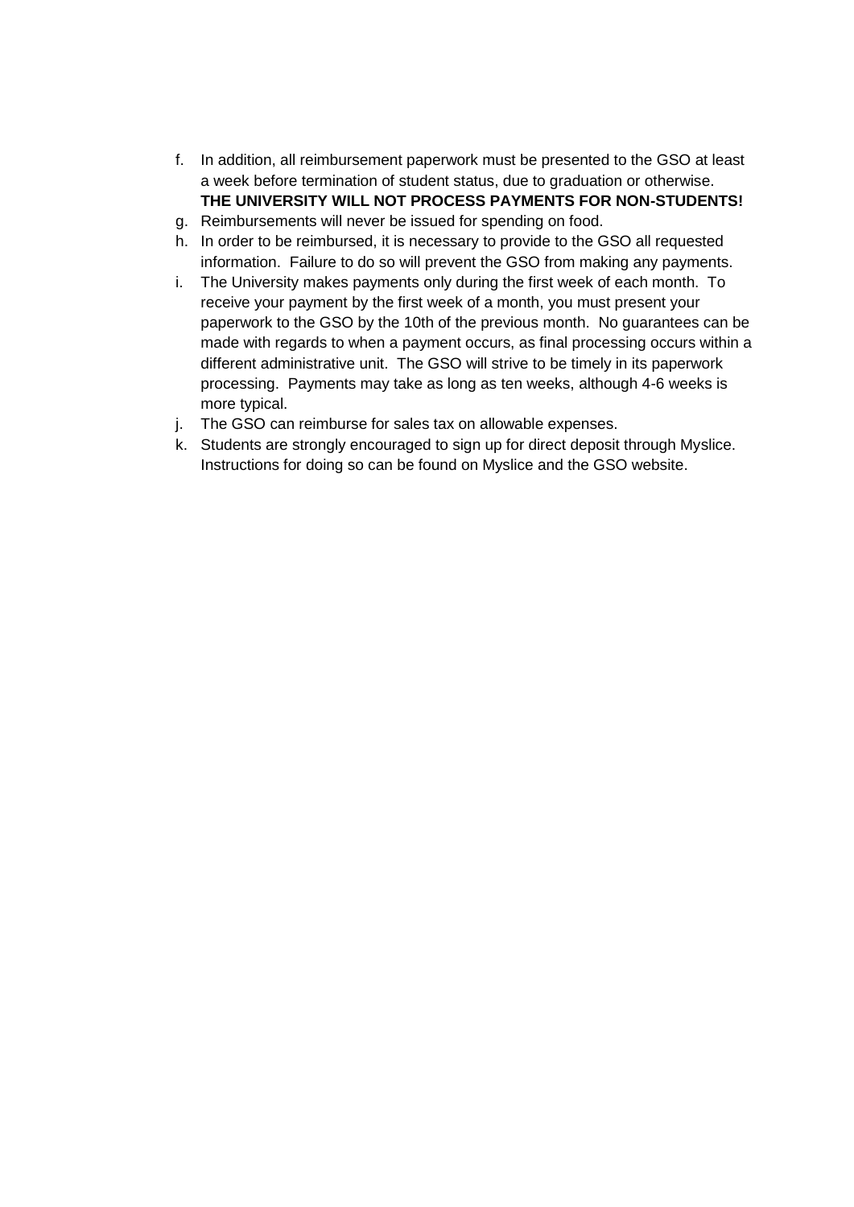f. In addition, all reimbursement paperwork must be presented to the GSO at least a week before termination of student status, due to graduation or otherwise. **THE UNIVERSITY WILL NOT PROCESS PAYMENTS FOR NON-STUDENTS!**
g. Reimbursements will never be issued for spending on food.
h. In order to be reimbursed, it is necessary to provide to the GSO all requested information. Failure to do so will prevent the GSO from making any payments.
i. The University makes payments only during the first week of each month. To receive your payment by the first week of a month, you must present your paperwork to the GSO by the 10th of the previous month. No guarantees can be made with regards to when a payment occurs, as final processing occurs within a different administrative unit. The GSO will strive to be timely in its paperwork processing. Payments may take as long as ten weeks, although 4-6 weeks is more typical.
j. The GSO can reimburse for sales tax on allowable expenses.
k. Students are strongly encouraged to sign up for direct deposit through Myslice. Instructions for doing so can be found on Myslice and the GSO website.